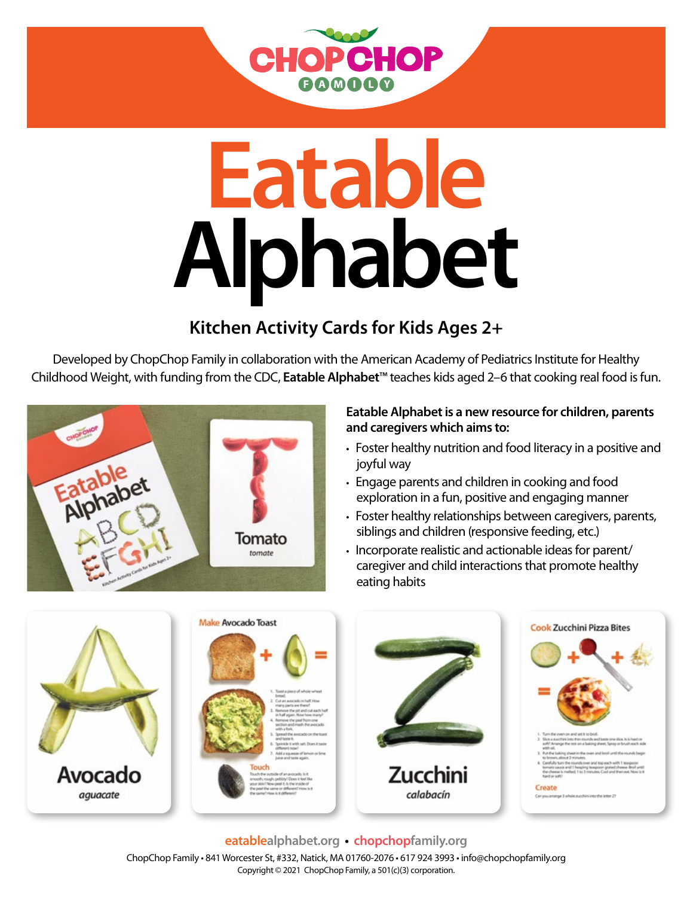# Eatable Alphabet

## Kitchen Activity Cards for Kids Ages 2+

Developed by ChopChop Family in collaboration with the American Academy of Pediatrics Institute for Healthy Childhood Weight, with funding from the CDC, **Eatable Alphabet**™ teaches kids aged 2–6 that cooking real food is fun.

**Eatable Alphabet is a new resource for children, parents and caregivers which aims to:**

- Foster healthy nutrition and food literacy in a positive and joyful way
- Engage parents and children in cooking and food exploration in a fun, positive and engaging manner
- Foster healthy relationships between caregivers, parents, siblings and children (responsive feeding, etc.)
- Incorporate realistic and actionable ideas for parent/caregiver and child interactions that promote healthy eating habits

**eatablealphabet.org** • **chopchopfamily.org**

ChopChop Family • 841 Worcester St, #332, Natick, MA 01760-2076 • 617 924 3993 • info@chopchopfamily.org
Copyright © 2021 ChopChop Family, a 501(c)(3) corporation.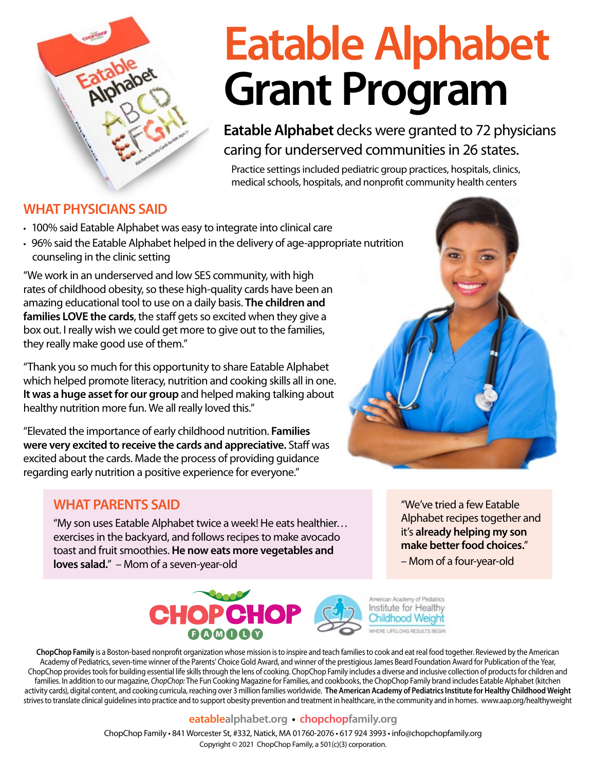# Eatable Alphabet Grant Program

**Eatable Alphabet** decks were granted to 72 physicians caring for underserved communities in 26 states.

Practice settings included pediatric group practices, hospitals, clinics, medical schools, hospitals, and nonprofit community health centers

## WHAT PHYSICIANS SAID

- 100% said Eatable Alphabet was easy to integrate into clinical care
- 96% said the Eatable Alphabet helped in the delivery of age-appropriate nutrition counseling in the clinic setting

"We work in an underserved and low SES community, with high rates of childhood obesity, so these high-quality cards have been an amazing educational tool to use on a daily basis. **The children and families LOVE the cards**, the staff gets so excited when they give a box out. I really wish we could get more to give out to the families, they really make good use of them."

"Thank you so much for this opportunity to share Eatable Alphabet which helped promote literacy, nutrition and cooking skills all in one. **It was a huge asset for our group** and helped making talking about healthy nutrition more fun. We all really loved this."

"Elevated the importance of early childhood nutrition. **Families were very excited to receive the cards and appreciative.** Staff was excited about the cards. Made the process of providing guidance regarding early nutrition a positive experience for everyone."

## WHAT PARENTS SAID

"My son uses Eatable Alphabet twice a week! He eats healthier… exercises in the backyard, and follows recipes to make avocado toast and fruit smoothies. **He now eats more vegetables and loves salad.**" – Mom of a seven-year-old

"We've tried a few Eatable Alphabet recipes together and it's **already helping my son make better food choices.**"
– Mom of a four-year-old

CHOPCHOP FAMILY

American Academy of Pediatrics Institute for Healthy Childhood Weight WHERE LIFELONG RESULTS BEGIN

**ChopChop Family** is a Boston-based nonprofit organization whose mission is to inspire and teach families to cook and eat real food together. Reviewed by the American Academy of Pediatrics, seven-time winner of the Parents' Choice Gold Award, and winner of the prestigious James Beard Foundation Award for Publication of the Year, ChopChop provides tools for building essential life skills through the lens of cooking. ChopChop Family includes a diverse and inclusive collection of products for children and families. In addition to our magazine, *ChopChop:* The Fun Cooking Magazine for Families, and cookbooks, the ChopChop Family brand includes Eatable Alphabet (kitchen activity cards), digital content, and cooking curricula, reaching over 3 million families worldwide. **The American Academy of Pediatrics Institute for Healthy Childhood Weight** strives to translate clinical guidelines into practice and to support obesity prevention and treatment in healthcare, in the community and in homes. www.aap.org/healthyweight

eatablealphabet.org • chopchopfamily.org

ChopChop Family • 841 Worcester St, #332, Natick, MA 01760-2076 • 617 924 3993 • info@chopchopfamily.org
Copyright © 2021 ChopChop Family, a 501(c)(3) corporation.